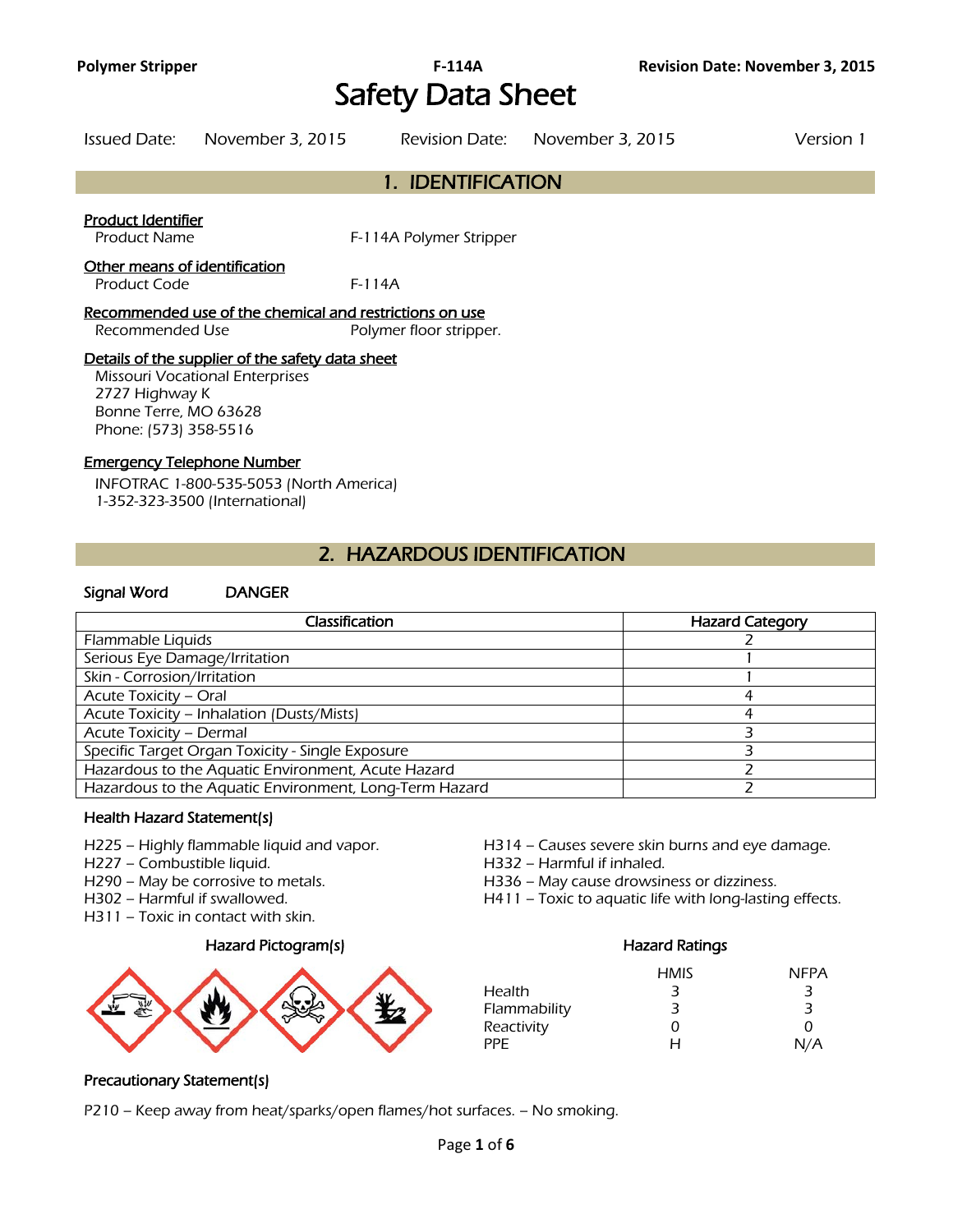Polymer Stripper | F-114A | Revision Date: November 3, 2015

# Safety Data Sheet

Issued Date: November 3, 2015 &nbsp;&nbsp; Revision Date: November 3, 2015 &nbsp;&nbsp; Version 1

## 1. IDENTIFICATION

**Product Identifier**

Product Name: F-114A Polymer Stripper

**Other means of identification**

Product Code: F-114A

**Recommended use of the chemical and restrictions on use**

Recommended Use: Polymer floor stripper.

**Details of the supplier of the safety data sheet**

Missouri Vocational Enterprises
2727 Highway K
Bonne Terre, MO 63628
Phone: (573) 358-5516

**Emergency Telephone Number**

INFOTRAC 1-800-535-5053 (North America)
1-352-323-3500 (International)

## 2. HAZARDOUS IDENTIFICATION

**Signal Word** DANGER

| Classification | Hazard Category |
|---|---|
| Flammable Liquids | 2 |
| Serious Eye Damage/Irritation | 1 |
| Skin - Corrosion/Irritation | 1 |
| Acute Toxicity – Oral | 4 |
| Acute Toxicity – Inhalation (Dusts/Mists) | 4 |
| Acute Toxicity – Dermal | 3 |
| Specific Target Organ Toxicity - Single Exposure | 3 |
| Hazardous to the Aquatic Environment, Acute Hazard | 2 |
| Hazardous to the Aquatic Environment, Long-Term Hazard | 2 |

**Health Hazard Statement(s)**

H225 – Highly flammable liquid and vapor.
H227 – Combustible liquid.
H290 – May be corrosive to metals.
H302 – Harmful if swallowed.
H311 – Toxic in contact with skin.
H314 – Causes severe skin burns and eye damage.
H332 – Harmful if inhaled.
H336 – May cause drowsiness or dizziness.
H411 – Toxic to aquatic life with long-lasting effects.

**Hazard Pictogram(s)**

**Hazard Ratings**

| | HMIS | NFPA |
|---|---|---|
| Health | 3 | 3 |
| Flammability | 3 | 3 |
| Reactivity | 0 | 0 |
| PPE | H | N/A |

**Precautionary Statement(s)**

P210 – Keep away from heat/sparks/open flames/hot surfaces. – No smoking.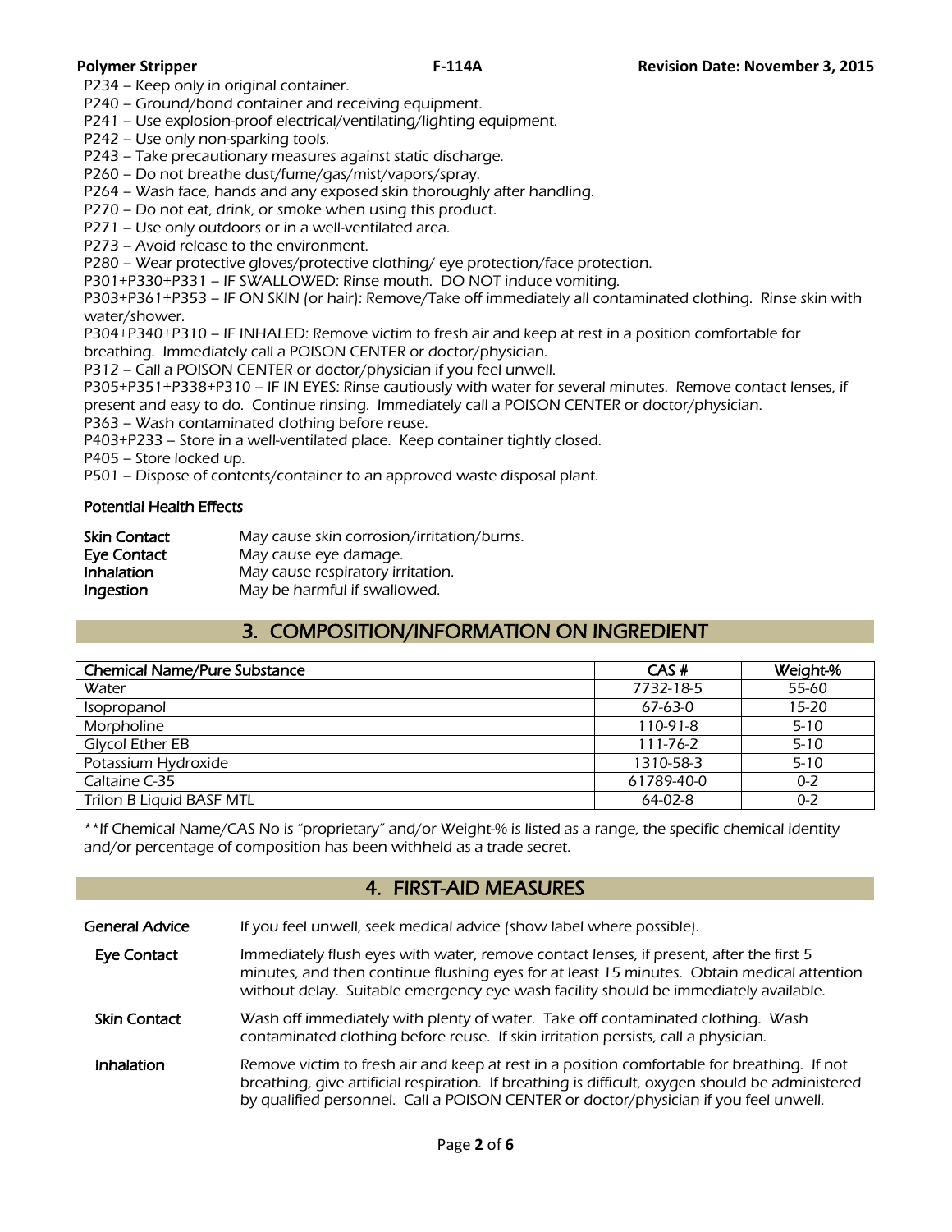P234 – Keep only in original container.
P240 – Ground/bond container and receiving equipment.
P241 – Use explosion-proof electrical/ventilating/lighting equipment.
P242 – Use only non-sparking tools.
P243 – Take precautionary measures against static discharge.
P260 – Do not breathe dust/fume/gas/mist/vapors/spray.
P264 – Wash face, hands and any exposed skin thoroughly after handling.
P270 – Do not eat, drink, or smoke when using this product.
P271 – Use only outdoors or in a well-ventilated area.
P273 – Avoid release to the environment.
P280 – Wear protective gloves/protective clothing/ eye protection/face protection.
P301+P330+P331 – IF SWALLOWED: Rinse mouth. DO NOT induce vomiting.
P303+P361+P353 – IF ON SKIN (or hair): Remove/Take off immediately all contaminated clothing. Rinse skin with water/shower.
P304+P340+P310 – IF INHALED: Remove victim to fresh air and keep at rest in a position comfortable for breathing. Immediately call a POISON CENTER or doctor/physician.
P312 – Call a POISON CENTER or doctor/physician if you feel unwell.
P305+P351+P338+P310 – IF IN EYES: Rinse cautiously with water for several minutes. Remove contact lenses, if present and easy to do. Continue rinsing. Immediately call a POISON CENTER or doctor/physician.
P363 – Wash contaminated clothing before reuse.
P403+P233 – Store in a well-ventilated place. Keep container tightly closed.
P405 – Store locked up.
P501 – Dispose of contents/container to an approved waste disposal plant.

### Potential Health Effects

| | |
|---|---|
| **Skin Contact** | May cause skin corrosion/irritation/burns. |
| **Eye Contact** | May cause eye damage. |
| **Inhalation** | May cause respiratory irritation. |
| **Ingestion** | May be harmful if swallowed. |

## 3. COMPOSITION/INFORMATION ON INGREDIENT

| Chemical Name/Pure Substance | CAS # | Weight-% |
|---|---|---|
| Water | 7732-18-5 | 55-60 |
| Isopropanol | 67-63-0 | 15-20 |
| Morpholine | 110-91-8 | 5-10 |
| Glycol Ether EB | 111-76-2 | 5-10 |
| Potassium Hydroxide | 1310-58-3 | 5-10 |
| Caltaine C-35 | 61789-40-0 | 0-2 |
| Trilon B Liquid BASF MTL | 64-02-8 | 0-2 |

**If Chemical Name/CAS No is "proprietary" and/or Weight-% is listed as a range, the specific chemical identity and/or percentage of composition has been withheld as a trade secret.

## 4. FIRST-AID MEASURES

| | |
|---|---|
| **General Advice** | If you feel unwell, seek medical advice (show label where possible). |
| **Eye Contact** | Immediately flush eyes with water, remove contact lenses, if present, after the first 5 minutes, and then continue flushing eyes for at least 15 minutes. Obtain medical attention without delay. Suitable emergency eye wash facility should be immediately available. |
| **Skin Contact** | Wash off immediately with plenty of water. Take off contaminated clothing. Wash contaminated clothing before reuse. If skin irritation persists, call a physician. |
| **Inhalation** | Remove victim to fresh air and keep at rest in a position comfortable for breathing. If not breathing, give artificial respiration. If breathing is difficult, oxygen should be administered by qualified personnel. Call a POISON CENTER or doctor/physician if you feel unwell. |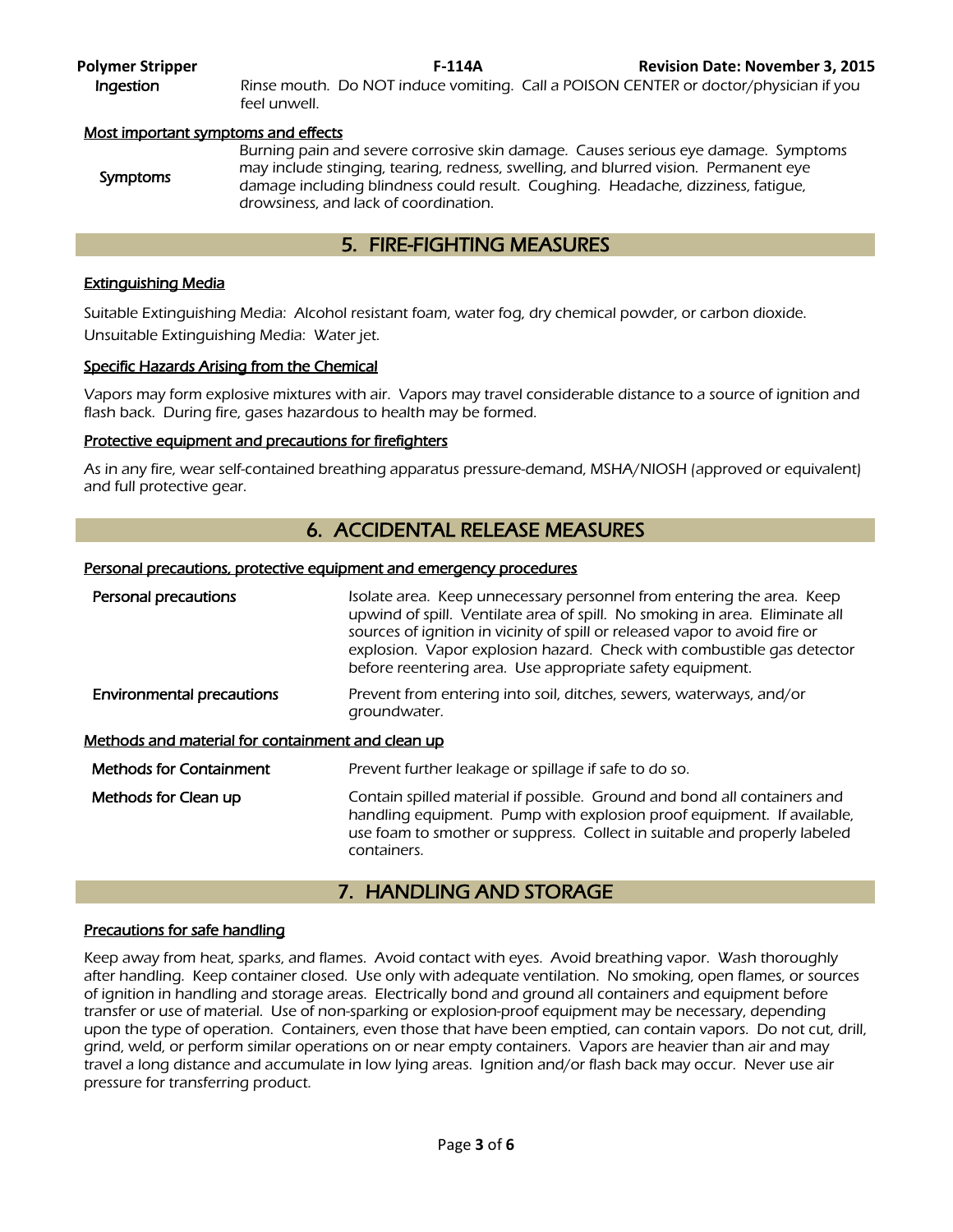| | |
|---|---|
| **Ingestion** | Rinse mouth. Do NOT induce vomiting. Call a POISON CENTER or doctor/physician if you feel unwell. |

### Most important symptoms and effects

| | |
|---|---|
| **Symptoms** | Burning pain and severe corrosive skin damage. Causes serious eye damage. Symptoms may include stinging, tearing, redness, swelling, and blurred vision. Permanent eye damage including blindness could result. Coughing. Headache, dizziness, fatigue, drowsiness, and lack of coordination. |

## 5. FIRE-FIGHTING MEASURES

### Extinguishing Media

Suitable Extinguishing Media: Alcohol resistant foam, water fog, dry chemical powder, or carbon dioxide.
Unsuitable Extinguishing Media: Water jet.

### Specific Hazards Arising from the Chemical

Vapors may form explosive mixtures with air. Vapors may travel considerable distance to a source of ignition and flash back. During fire, gases hazardous to health may be formed.

### Protective equipment and precautions for firefighters

As in any fire, wear self-contained breathing apparatus pressure-demand, MSHA/NIOSH (approved or equivalent) and full protective gear.

## 6. ACCIDENTAL RELEASE MEASURES

### Personal precautions, protective equipment and emergency procedures

| | |
|---|---|
| **Personal precautions** | Isolate area. Keep unnecessary personnel from entering the area. Keep upwind of spill. Ventilate area of spill. No smoking in area. Eliminate all sources of ignition in vicinity of spill or released vapor to avoid fire or explosion. Vapor explosion hazard. Check with combustible gas detector before reentering area. Use appropriate safety equipment. |
| **Environmental precautions** | Prevent from entering into soil, ditches, sewers, waterways, and/or groundwater. |

### Methods and material for containment and clean up

| | |
|---|---|
| **Methods for Containment** | Prevent further leakage or spillage if safe to do so. |
| **Methods for Clean up** | Contain spilled material if possible. Ground and bond all containers and handling equipment. Pump with explosion proof equipment. If available, use foam to smother or suppress. Collect in suitable and properly labeled containers. |

## 7. HANDLING AND STORAGE

### Precautions for safe handling

Keep away from heat, sparks, and flames. Avoid contact with eyes. Avoid breathing vapor. Wash thoroughly after handling. Keep container closed. Use only with adequate ventilation. No smoking, open flames, or sources of ignition in handling and storage areas. Electrically bond and ground all containers and equipment before transfer or use of material. Use of non-sparking or explosion-proof equipment may be necessary, depending upon the type of operation. Containers, even those that have been emptied, can contain vapors. Do not cut, drill, grind, weld, or perform similar operations on or near empty containers. Vapors are heavier than air and may travel a long distance and accumulate in low lying areas. Ignition and/or flash back may occur. Never use air pressure for transferring product.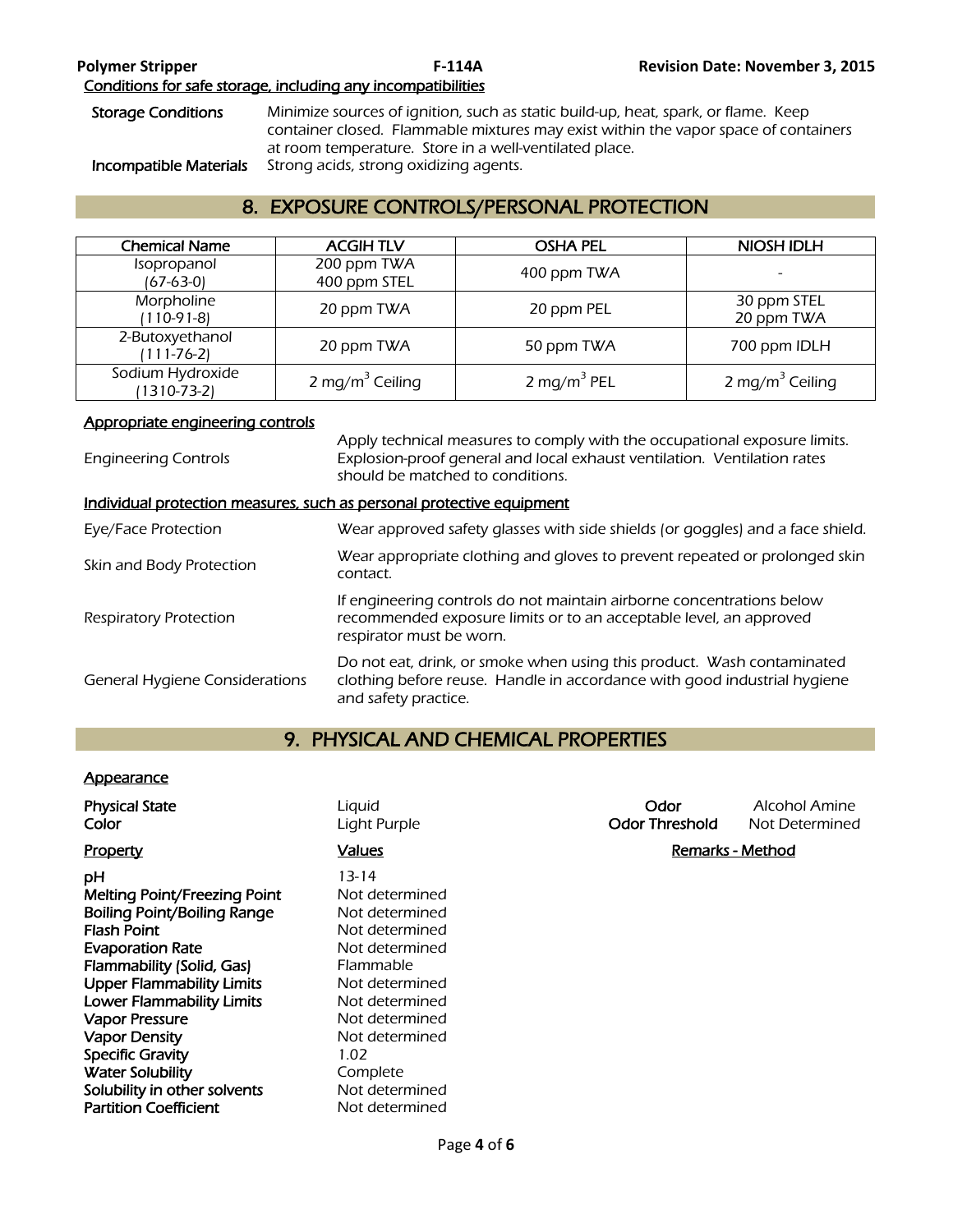Conditions for safe storage, including any incompatibilities

**Storage Conditions** Minimize sources of ignition, such as static build-up, heat, spark, or flame. Keep container closed. Flammable mixtures may exist within the vapor space of containers at room temperature. Store in a well-ventilated place.

**Incompatible Materials** Strong acids, strong oxidizing agents.

## 8. EXPOSURE CONTROLS/PERSONAL PROTECTION

| Chemical Name | ACGIH TLV | OSHA PEL | NIOSH IDLH |
|---|---|---|---|
| Isopropanol (67-63-0) | 200 ppm TWA 400 ppm STEL | 400 ppm TWA | - |
| Morpholine (110-91-8) | 20 ppm TWA | 20 ppm PEL | 30 ppm STEL 20 ppm TWA |
| 2-Butoxyethanol (111-76-2) | 20 ppm TWA | 50 ppm TWA | 700 ppm IDLH |
| Sodium Hydroxide (1310-73-2) | 2 mg/$m^3$ Ceiling | 2 mg/$m^3$ PEL | 2 mg/$m^3$ Ceiling |

Appropriate engineering controls

| | |
|---|---|
| Engineering Controls | Apply technical measures to comply with the occupational exposure limits. Explosion-proof general and local exhaust ventilation. Ventilation rates should be matched to conditions. |

Individual protection measures, such as personal protective equipment

| | |
|---|---|
| Eye/Face Protection | Wear approved safety glasses with side shields (or goggles) and a face shield. |
| Skin and Body Protection | Wear appropriate clothing and gloves to prevent repeated or prolonged skin contact. |
| Respiratory Protection | If engineering controls do not maintain airborne concentrations below recommended exposure limits or to an acceptable level, an approved respirator must be worn. |
| General Hygiene Considerations | Do not eat, drink, or smoke when using this product. Wash contaminated clothing before reuse. Handle in accordance with good industrial hygiene and safety practice. |

## 9. PHYSICAL AND CHEMICAL PROPERTIES

Appearance

**Physical State** Liquid
**Color** Light Purple
**Odor** Alcohol Amine
**Odor Threshold** Not Determined

| Property | Values | Remarks - Method |
|---|---|---|
| **pH** | 13-14 | |
| **Melting Point/Freezing Point** | Not determined | |
| **Boiling Point/Boiling Range** | Not determined | |
| **Flash Point** | Not determined | |
| **Evaporation Rate** | Not determined | |
| **Flammability (Solid, Gas)** | Flammable | |
| **Upper Flammability Limits** | Not determined | |
| **Lower Flammability Limits** | Not determined | |
| **Vapor Pressure** | Not determined | |
| **Vapor Density** | Not determined | |
| **Specific Gravity** | 1.02 | |
| **Water Solubility** | Complete | |
| **Solubility in other solvents** | Not determined | |
| **Partition Coefficient** | Not determined | |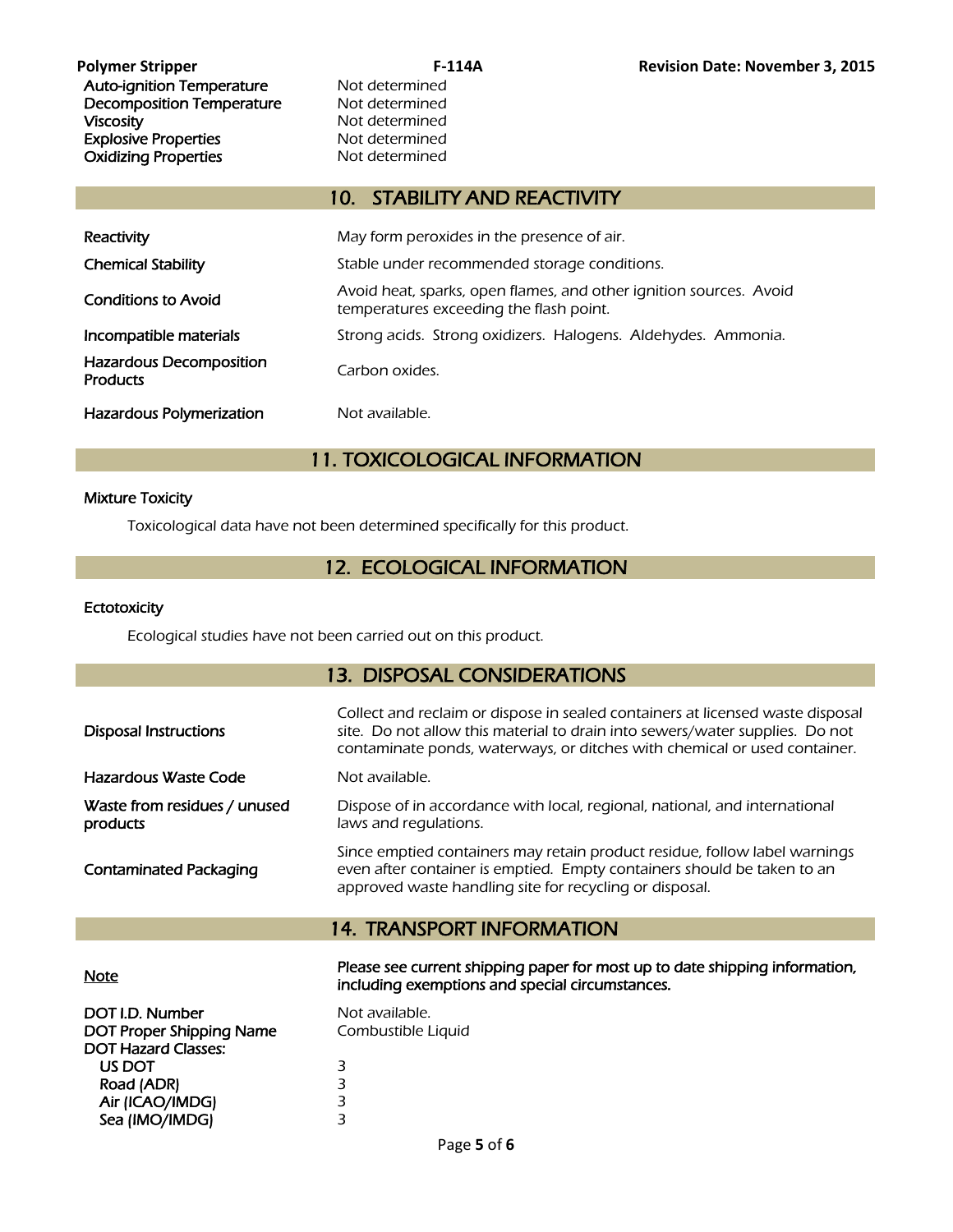| | |
|---|---|
| Auto-ignition Temperature | Not determined |
| Decomposition Temperature | Not determined |
| Viscosity | Not determined |
| Explosive Properties | Not determined |
| Oxidizing Properties | Not determined |

## 10. STABILITY AND REACTIVITY

| | |
|---|---|
| Reactivity | *May form peroxides in the presence of air.* |
| Chemical Stability | *Stable under recommended storage conditions.* |
| Conditions to Avoid | *Avoid heat, sparks, open flames, and other ignition sources. Avoid temperatures exceeding the flash point.* |
| Incompatible materials | *Strong acids. Strong oxidizers. Halogens. Aldehydes. Ammonia.* |
| Hazardous Decomposition Products | *Carbon oxides.* |
| Hazardous Polymerization | *Not available.* |

## 11. TOXICOLOGICAL INFORMATION

**Mixture Toxicity**

Toxicological data have not been determined specifically for this product.

## 12. ECOLOGICAL INFORMATION

**Ectotoxicity**

Ecological studies have not been carried out on this product.

## 13. DISPOSAL CONSIDERATIONS

| | |
|---|---|
| Disposal Instructions | *Collect and reclaim or dispose in sealed containers at licensed waste disposal site. Do not allow this material to drain into sewers/water supplies. Do not contaminate ponds, waterways, or ditches with chemical or used container.* |
| Hazardous Waste Code | *Not available.* |
| Waste from residues / unused products | *Dispose of in accordance with local, regional, national, and international laws and regulations.* |
| Contaminated Packaging | *Since emptied containers may retain product residue, follow label warnings even after container is emptied. Empty containers should be taken to an approved waste handling site for recycling or disposal.* |

## 14. TRANSPORT INFORMATION

<u>Note</u> **Please see current shipping paper for most up to date shipping information, including exemptions and special circumstances.**

| | |
|---|---|
| DOT I.D. Number | Not available. |
| DOT Proper Shipping Name | Combustible Liquid |
| DOT Hazard Classes: | |
| US DOT | 3 |
| Road (ADR) | 3 |
| Air (ICAO/IMDG) | 3 |
| Sea (IMO/IMDG) | 3 |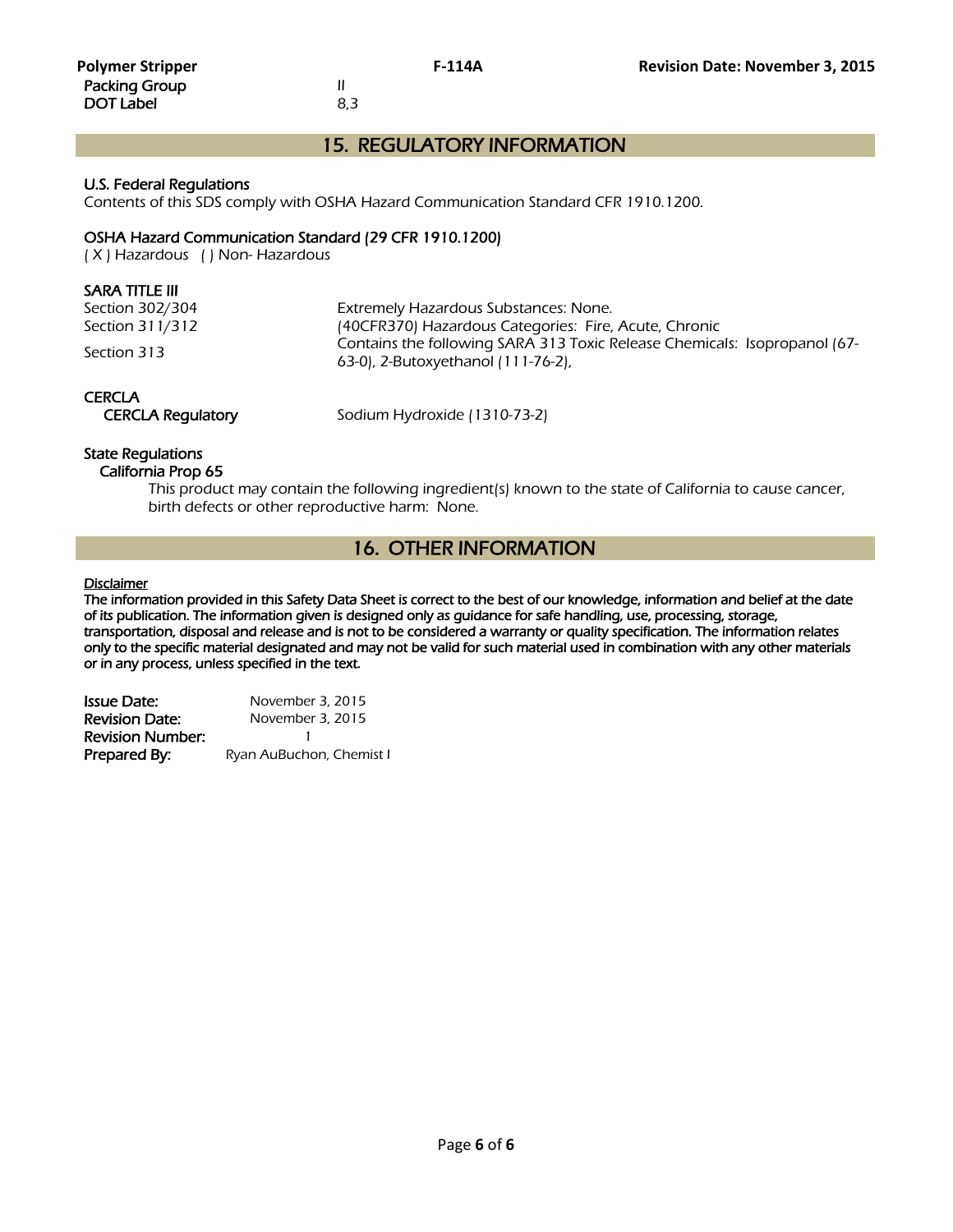| | |
|---|---|
| Packing Group | II |
| DOT Label | 8,3 |

## 15. REGULATORY INFORMATION

### U.S. Federal Regulations

*Contents of this SDS comply with OSHA Hazard Communication Standard CFR 1910.1200.*

### OSHA Hazard Communication Standard (29 CFR 1910.1200)

*( X ) Hazardous ( ) Non- Hazardous*

### SARA TITLE III

| | |
|---|---|
| Section 302/304 | Extremely Hazardous Substances: None. |
| Section 311/312 | (40CFR370) Hazardous Categories: Fire, Acute, Chronic |
| Section 313 | Contains the following SARA 313 Toxic Release Chemicals: Isopropanol (67-63-0), 2-Butoxyethanol (111-76-2), |

### CERCLA

| | |
|---|---|
| CERCLA Regulatory | Sodium Hydroxide (1310-73-2) |

### State Regulations

**California Prop 65**

*This product may contain the following ingredient(s) known to the state of California to cause cancer, birth defects or other reproductive harm: None.*

## 16. OTHER INFORMATION

Disclaimer

The information provided in this Safety Data Sheet is correct to the best of our knowledge, information and belief at the date of its publication. The information given is designed only as guidance for safe handling, use, processing, storage, transportation, disposal and release and is not to be considered a warranty or quality specification. The information relates only to the specific material designated and may not be valid for such material used in combination with any other materials or in any process, unless specified in the text.

| | |
|---|---|
| **Issue Date:** | November 3, 2015 |
| **Revision Date:** | November 3, 2015 |
| **Revision Number:** | 1 |
| **Prepared By:** | Ryan AuBuchon, Chemist I |